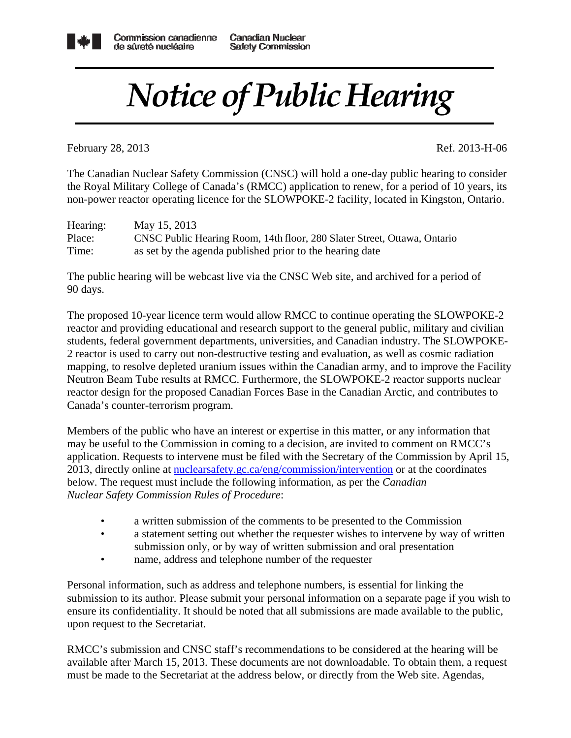Commission canadienne de sûreté nucléaire | Canadian Nuclear Safety Commission

# Notice of Public Hearing

February 28, 2013 Ref. 2013-H-06

The Canadian Nuclear Safety Commission (CNSC) will hold a one-day public hearing to consider the Royal Military College of Canada's (RMCC) application to renew, for a period of 10 years, its non-power reactor operating licence for the SLOWPOKE-2 facility, located in Kingston, Ontario.

| | |
|---|---|
| Hearing: | May 15, 2013 |
| Place: | CNSC Public Hearing Room, 14th floor, 280 Slater Street, Ottawa, Ontario |
| Time: | as set by the agenda published prior to the hearing date |

The public hearing will be webcast live via the CNSC Web site, and archived for a period of 90 days.

The proposed 10-year licence term would allow RMCC to continue operating the SLOWPOKE-2 reactor and providing educational and research support to the general public, military and civilian students, federal government departments, universities, and Canadian industry. The SLOWPOKE-2 reactor is used to carry out non-destructive testing and evaluation, as well as cosmic radiation mapping, to resolve depleted uranium issues within the Canadian army, and to improve the Facility Neutron Beam Tube results at RMCC. Furthermore, the SLOWPOKE-2 reactor supports nuclear reactor design for the proposed Canadian Forces Base in the Canadian Arctic, and contributes to Canada's counter-terrorism program.

Members of the public who have an interest or expertise in this matter, or any information that may be useful to the Commission in coming to a decision, are invited to comment on RMCC's application. Requests to intervene must be filed with the Secretary of the Commission by April 15, 2013, directly online at nuclearsafety.gc.ca/eng/commission/intervention or at the coordinates below. The request must include the following information, as per the *Canadian Nuclear Safety Commission Rules of Procedure*:

- a written submission of the comments to be presented to the Commission
- a statement setting out whether the requester wishes to intervene by way of written submission only, or by way of written submission and oral presentation
- name, address and telephone number of the requester

Personal information, such as address and telephone numbers, is essential for linking the submission to its author. Please submit your personal information on a separate page if you wish to ensure its confidentiality. It should be noted that all submissions are made available to the public, upon request to the Secretariat.

RMCC's submission and CNSC staff's recommendations to be considered at the hearing will be available after March 15, 2013. These documents are not downloadable. To obtain them, a request must be made to the Secretariat at the address below, or directly from the Web site. Agendas,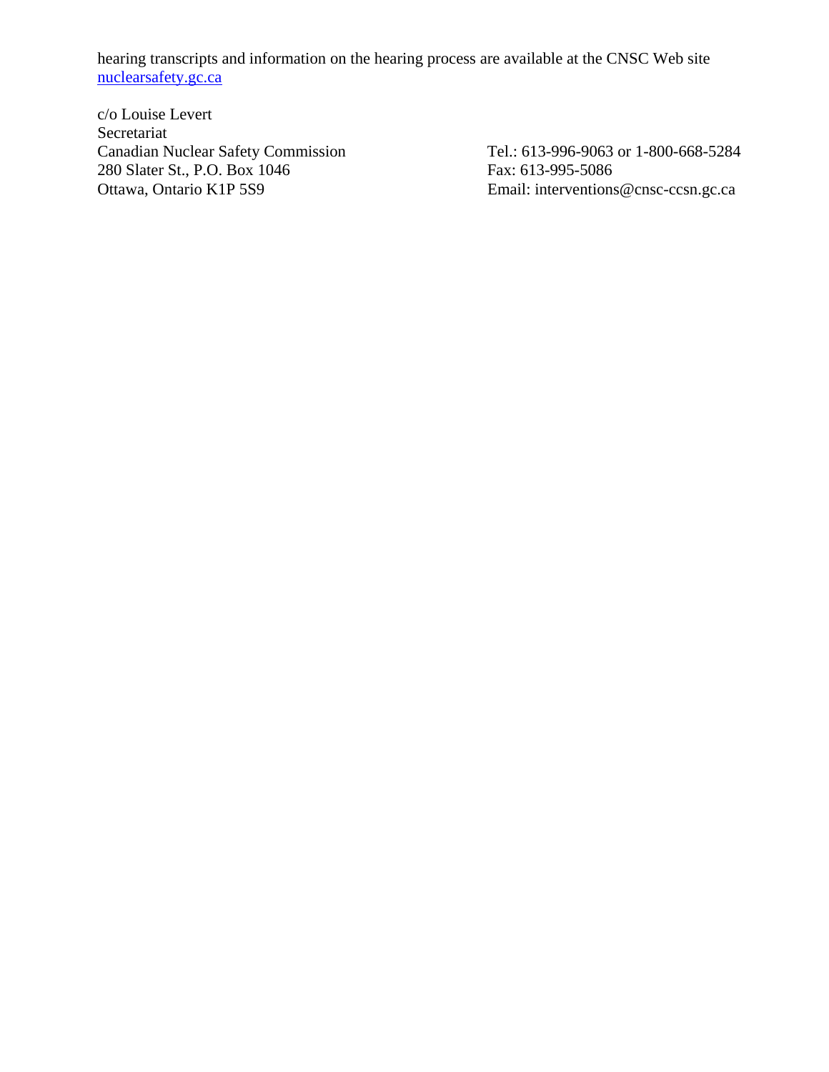hearing transcripts and information on the hearing process are available at the CNSC Web site [nuclearsafety.gc.ca](http://nuclearsafety.gc.ca)

c/o Louise Levert
Secretariat
Canadian Nuclear Safety Commission
280 Slater St., P.O. Box 1046
Ottawa, Ontario K1P 5S9

Tel.: 613-996-9063 or 1-800-668-5284
Fax: 613-995-5086
Email: interventions@cnsc-ccsn.gc.ca